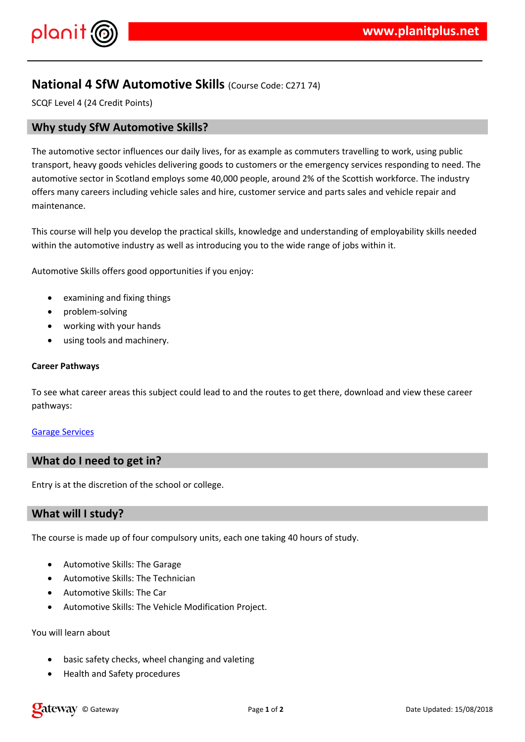# National 4 SfW Automotive Skills (Course Code: C271 74)

SCQF Level 4 (24 Credit Points)

## Why study SfW Automotive Skills?

The automotive sector influences our daily lives, for as example as commuters travelling to work, using public transport, heavy goods vehicles delivering goods to customers or the emergency services responding to need. The automotive sector in Scotland employs some 40,000 people, around 2% of the Scottish workforce. The industry offers many careers including vehicle sales and hire, customer service and parts sales and vehicle repair and maintenance.

This course will help you develop the practical skills, knowledge and understanding of employability skills needed within the automotive industry as well as introducing you to the wide range of jobs within it.

Automotive Skills offers good opportunities if you enjoy:

- examining and fixing things
- problem-solving
- working with your hands
- using tools and machinery.

**Career Pathways**

To see what career areas this subject could lead to and the routes to get there, download and view these career pathways:

Garage Services

## What do I need to get in?

Entry is at the discretion of the school or college.

## What will I study?

The course is made up of four compulsory units, each one taking 40 hours of study.

- Automotive Skills: The Garage
- Automotive Skills: The Technician
- Automotive Skills: The Car
- Automotive Skills: The Vehicle Modification Project.

You will learn about

- basic safety checks, wheel changing and valeting
- Health and Safety procedures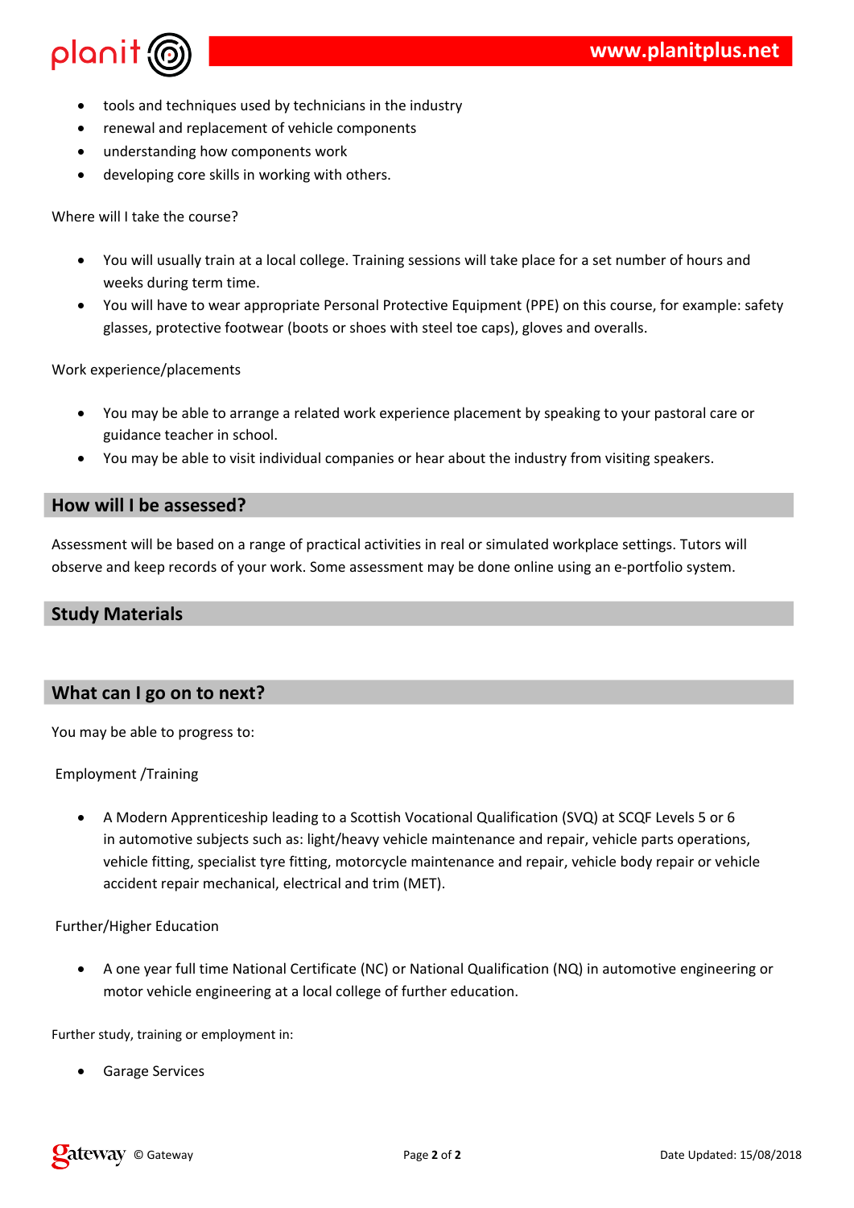- tools and techniques used by technicians in the industry
- renewal and replacement of vehicle components
- understanding how components work
- developing core skills in working with others.

Where will I take the course?

- You will usually train at a local college. Training sessions will take place for a set number of hours and weeks during term time.
- You will have to wear appropriate Personal Protective Equipment (PPE) on this course, for example: safety glasses, protective footwear (boots or shoes with steel toe caps), gloves and overalls.

Work experience/placements

- You may be able to arrange a related work experience placement by speaking to your pastoral care or guidance teacher in school.
- You may be able to visit individual companies or hear about the industry from visiting speakers.

## How will I be assessed?

Assessment will be based on a range of practical activities in real or simulated workplace settings. Tutors will observe and keep records of your work. Some assessment may be done online using an e-portfolio system.

## Study Materials

## What can I go on to next?

You may be able to progress to:

Employment /Training

- A Modern Apprenticeship leading to a Scottish Vocational Qualification (SVQ) at SCQF Levels 5 or 6 in automotive subjects such as: light/heavy vehicle maintenance and repair, vehicle parts operations, vehicle fitting, specialist tyre fitting, motorcycle maintenance and repair, vehicle body repair or vehicle accident repair mechanical, electrical and trim (MET).

Further/Higher Education

- A one year full time National Certificate (NC) or National Qualification (NQ) in automotive engineering or motor vehicle engineering at a local college of further education.

Further study, training or employment in:

- Garage Services